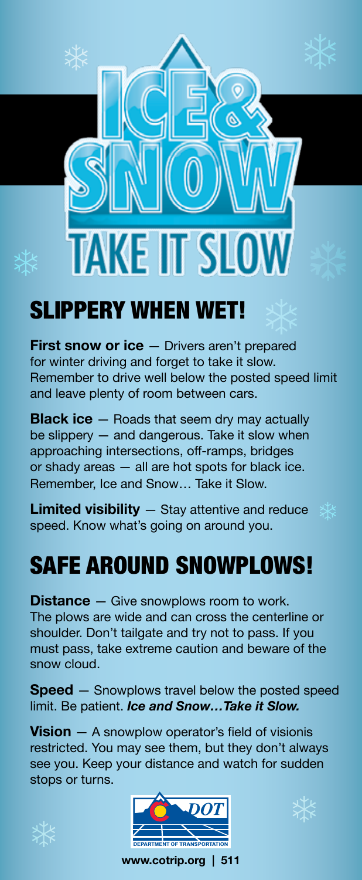# ICE & SNOW TAKE IT SLOW

## SLIPPERY WHEN WET!

**First snow or ice** — Drivers aren't prepared for winter driving and forget to take it slow. Remember to drive well below the posted speed limit and leave plenty of room between cars.

**Black ice** — Roads that seem dry may actually be slippery — and dangerous. Take it slow when approaching intersections, off-ramps, bridges or shady areas — all are hot spots for black ice. Remember, Ice and Snow… Take it Slow.

**Limited visibility** — Stay attentive and reduce speed. Know what's going on around you.

## SAFE AROUND SNOWPLOWS!

**Distance** — Give snowplows room to work. The plows are wide and can cross the centerline or shoulder. Don't tailgate and try not to pass. If you must pass, take extreme caution and beware of the snow cloud.

**Speed** — Snowplows travel below the posted speed limit. Be patient. ***Ice and Snow…Take it Slow.***

**Vision** — A snowplow operator's field of visionis restricted. You may see them, but they don't always see you. Keep your distance and watch for sudden stops or turns.

DOT DEPARTMENT OF TRANSPORTATION

**www.cotrip.org | 511**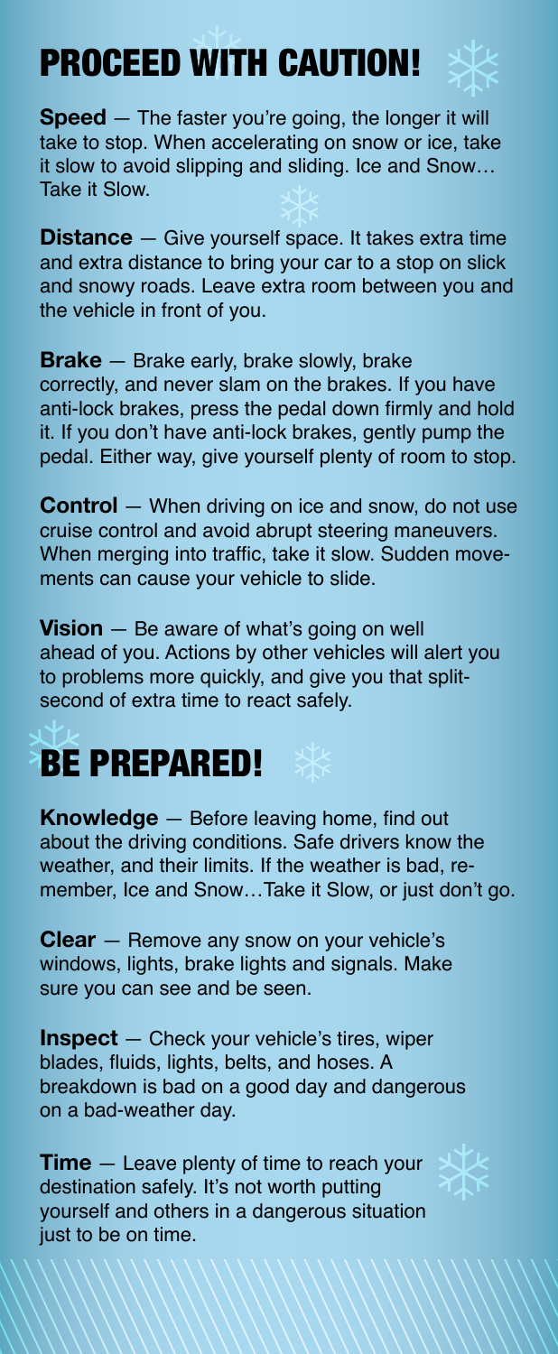# PROCEED WITH CAUTION!

**Speed** — The faster you're going, the longer it will take to stop. When accelerating on snow or ice, take it slow to avoid slipping and sliding. Ice and Snow… Take it Slow.

**Distance** — Give yourself space. It takes extra time and extra distance to bring your car to a stop on slick and snowy roads. Leave extra room between you and the vehicle in front of you.

**Brake** — Brake early, brake slowly, brake correctly, and never slam on the brakes. If you have anti-lock brakes, press the pedal down firmly and hold it. If you don't have anti-lock brakes, gently pump the pedal. Either way, give yourself plenty of room to stop.

**Control** — When driving on ice and snow, do not use cruise control and avoid abrupt steering maneuvers. When merging into traffic, take it slow. Sudden movements can cause your vehicle to slide.

**Vision** — Be aware of what's going on well ahead of you. Actions by other vehicles will alert you to problems more quickly, and give you that split-second of extra time to react safely.

# BE PREPARED!

**Knowledge** — Before leaving home, find out about the driving conditions. Safe drivers know the weather, and their limits. If the weather is bad, remember, Ice and Snow…Take it Slow, or just don't go.

**Clear** — Remove any snow on your vehicle's windows, lights, brake lights and signals. Make sure you can see and be seen.

**Inspect** — Check your vehicle's tires, wiper blades, fluids, lights, belts, and hoses. A breakdown is bad on a good day and dangerous on a bad-weather day.

**Time** — Leave plenty of time to reach your destination safely. It's not worth putting yourself and others in a dangerous situation just to be on time.